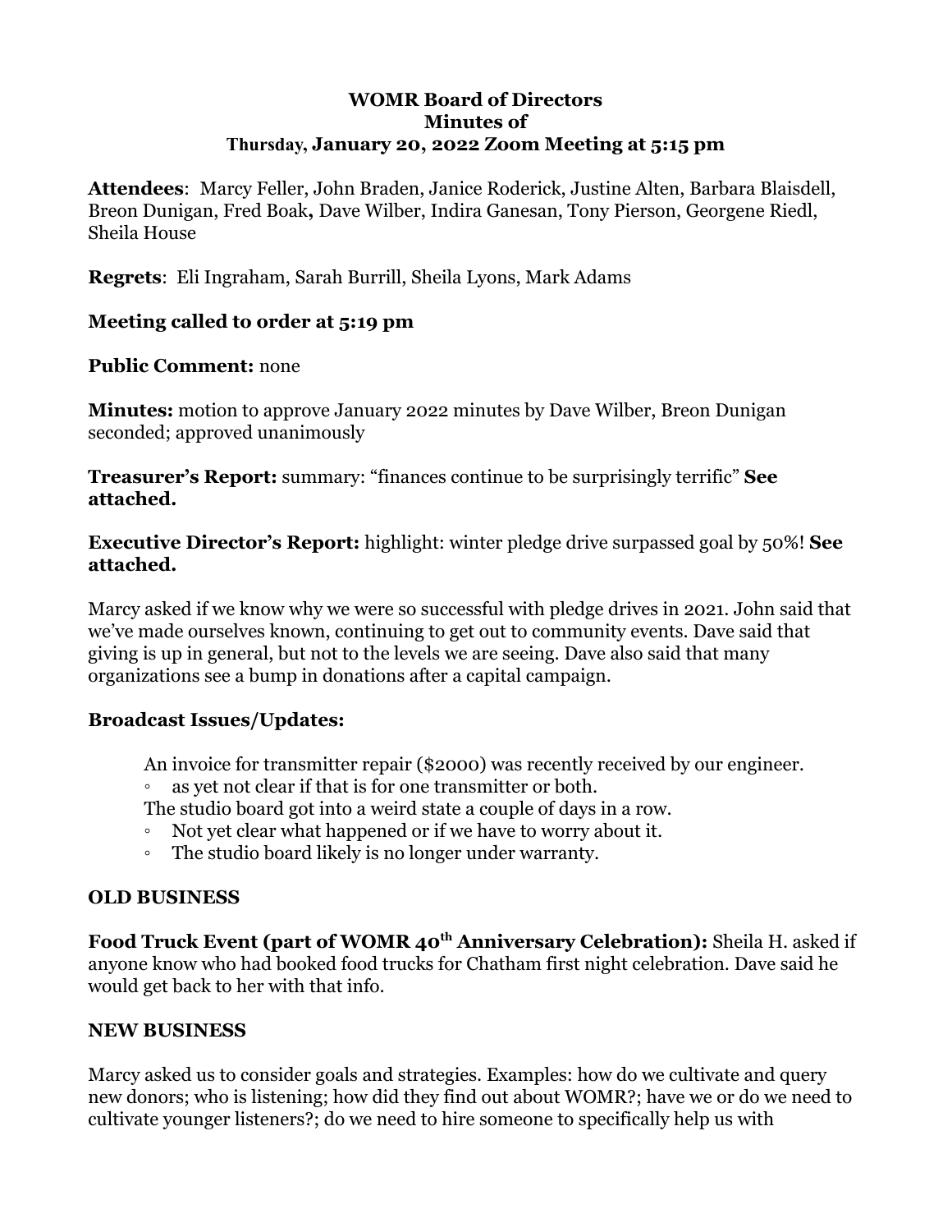# WOMR Board of Directors
## Minutes of
### Thursday, January 20, 2022 Zoom Meeting at 5:15 pm

**Attendees**: Marcy Feller, John Braden, Janice Roderick, Justine Alten, Barbara Blaisdell, Breon Dunigan, Fred Boak**,** Dave Wilber, Indira Ganesan, Tony Pierson, Georgene Riedl, Sheila House

**Regrets**: Eli Ingraham, Sarah Burrill, Sheila Lyons, Mark Adams

**Meeting called to order at 5:19 pm**

**Public Comment:** none

**Minutes:** motion to approve January 2022 minutes by Dave Wilber, Breon Dunigan seconded; approved unanimously

**Treasurer's Report:** summary: "finances continue to be surprisingly terrific" **See attached.**

**Executive Director's Report:** highlight: winter pledge drive surpassed goal by 50%! **See attached.**

Marcy asked if we know why we were so successful with pledge drives in 2021. John said that we've made ourselves known, continuing to get out to community events. Dave said that giving is up in general, but not to the levels we are seeing. Dave also said that many organizations see a bump in donations after a capital campaign.

**Broadcast Issues/Updates:**

An invoice for transmitter repair ($2000) was recently received by our engineer.

- as yet not clear if that is for one transmitter or both.

The studio board got into a weird state a couple of days in a row.

- Not yet clear what happened or if we have to worry about it.
- The studio board likely is no longer under warranty.

**OLD BUSINESS**

**Food Truck Event (part of WOMR 40th Anniversary Celebration):** Sheila H. asked if anyone know who had booked food trucks for Chatham first night celebration. Dave said he would get back to her with that info.

**NEW BUSINESS**

Marcy asked us to consider goals and strategies. Examples: how do we cultivate and query new donors; who is listening; how did they find out about WOMR?; have we or do we need to cultivate younger listeners?; do we need to hire someone to specifically help us with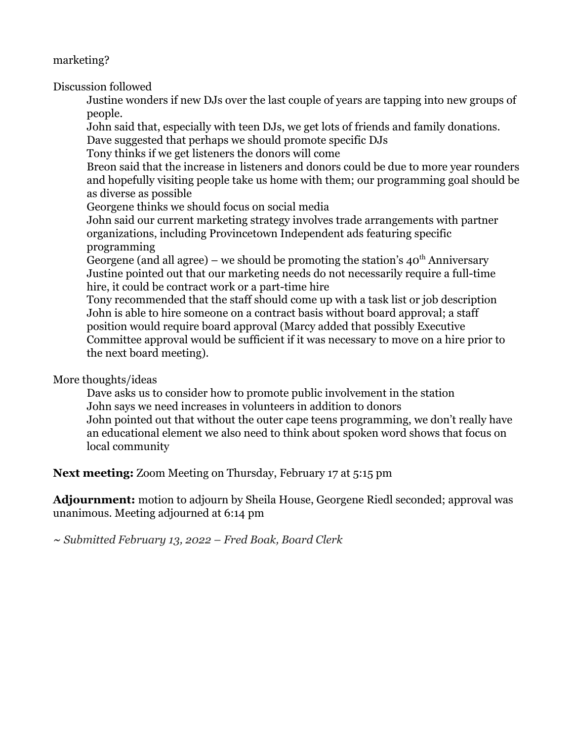marketing?

Discussion followed

Justine wonders if new DJs over the last couple of years are tapping into new groups of people.
John said that, especially with teen DJs, we get lots of friends and family donations.
Dave suggested that perhaps we should promote specific DJs
Tony thinks if we get listeners the donors will come
Breon said that the increase in listeners and donors could be due to more year rounders and hopefully visiting people take us home with them; our programming goal should be as diverse as possible
Georgene thinks we should focus on social media
John said our current marketing strategy involves trade arrangements with partner organizations, including Provincetown Independent ads featuring specific programming
Georgene (and all agree) – we should be promoting the station's 40th Anniversary
Justine pointed out that our marketing needs do not necessarily require a full-time hire, it could be contract work or a part-time hire
Tony recommended that the staff should come up with a task list or job description
John is able to hire someone on a contract basis without board approval; a staff position would require board approval (Marcy added that possibly Executive Committee approval would be sufficient if it was necessary to move on a hire prior to the next board meeting).

More thoughts/ideas

Dave asks us to consider how to promote public involvement in the station
John says we need increases in volunteers in addition to donors
John pointed out that without the outer cape teens programming, we don't really have an educational element we also need to think about spoken word shows that focus on local community

**Next meeting:** Zoom Meeting on Thursday, February 17 at 5:15 pm

**Adjournment:** motion to adjourn by Sheila House, Georgene Riedl seconded; approval was unanimous. Meeting adjourned at 6:14 pm

*~ Submitted February 13, 2022 – Fred Boak, Board Clerk*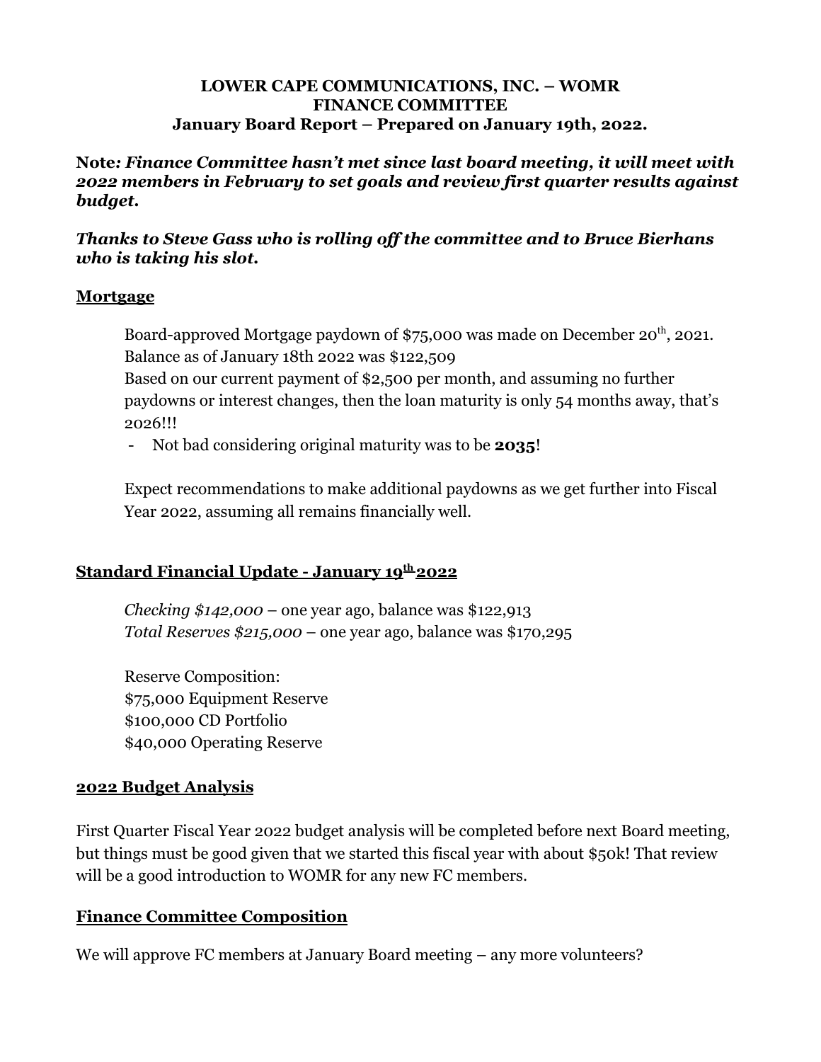**LOWER CAPE COMMUNICATIONS, INC. – WOMR**
**FINANCE COMMITTEE**
**January Board Report – Prepared on January 19th, 2022.**

**Note*: Finance Committee hasn't met since last board meeting, it will meet with 2022 members in February to set goals and review first quarter results against budget.***

***Thanks to Steve Gass who is rolling off the committee and to Bruce Bierhans who is taking his slot.***

## Mortgage

Board-approved Mortgage paydown of $75,000 was made on December 20th, 2021. Balance as of January 18th 2022 was $122,509

Based on our current payment of $2,500 per month, and assuming no further paydowns or interest changes, then the loan maturity is only 54 months away, that's 2026!!!

- Not bad considering original maturity was to be **2035**!

Expect recommendations to make additional paydowns as we get further into Fiscal Year 2022, assuming all remains financially well.

## Standard Financial Update - January 19th 2022

*Checking $142,000* – one year ago, balance was $122,913
*Total Reserves $215,000* – one year ago, balance was $170,295

Reserve Composition:
$75,000 Equipment Reserve
$100,000 CD Portfolio
$40,000 Operating Reserve

## 2022 Budget Analysis

First Quarter Fiscal Year 2022 budget analysis will be completed before next Board meeting, but things must be good given that we started this fiscal year with about $50k! That review will be a good introduction to WOMR for any new FC members.

## Finance Committee Composition

We will approve FC members at January Board meeting – any more volunteers?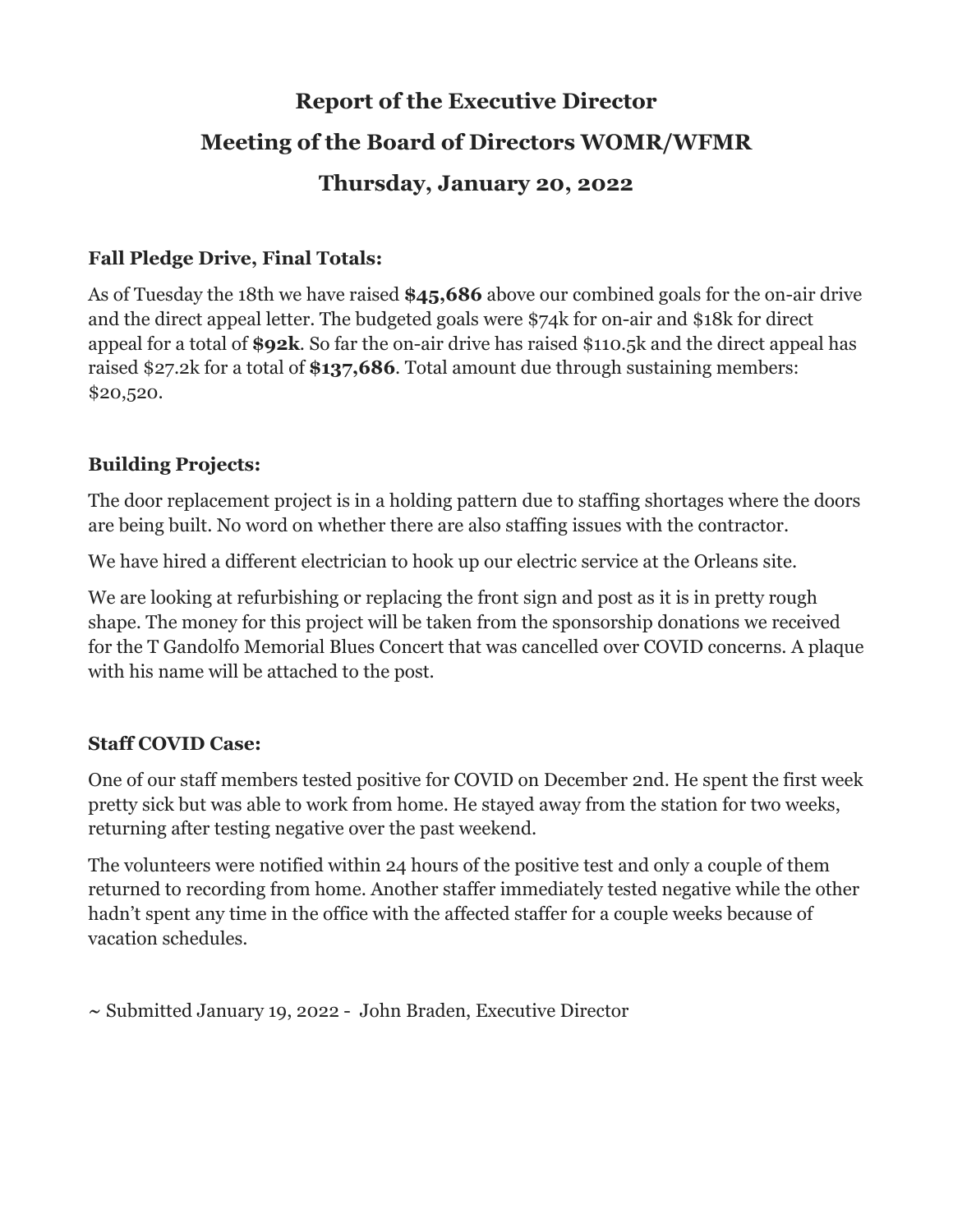# Report of the Executive Director

# Meeting of the Board of Directors WOMR/WFMR

# Thursday, January 20, 2022

**Fall Pledge Drive, Final Totals:**

As of Tuesday the 18th we have raised **$45,686** above our combined goals for the on-air drive and the direct appeal letter. The budgeted goals were $74k for on-air and $18k for direct appeal for a total of **$92k**. So far the on-air drive has raised $110.5k and the direct appeal has raised $27.2k for a total of **$137,686**. Total amount due through sustaining members: $20,520.

**Building Projects:**

The door replacement project is in a holding pattern due to staffing shortages where the doors are being built. No word on whether there are also staffing issues with the contractor.

We have hired a different electrician to hook up our electric service at the Orleans site.

We are looking at refurbishing or replacing the front sign and post as it is in pretty rough shape. The money for this project will be taken from the sponsorship donations we received for the T Gandolfo Memorial Blues Concert that was cancelled over COVID concerns. A plaque with his name will be attached to the post.

**Staff COVID Case:**

One of our staff members tested positive for COVID on December 2nd. He spent the first week pretty sick but was able to work from home. He stayed away from the station for two weeks, returning after testing negative over the past weekend.

The volunteers were notified within 24 hours of the positive test and only a couple of them returned to recording from home. Another staffer immediately tested negative while the other hadn't spent any time in the office with the affected staffer for a couple weeks because of vacation schedules.

~ Submitted January 19, 2022 - John Braden, Executive Director